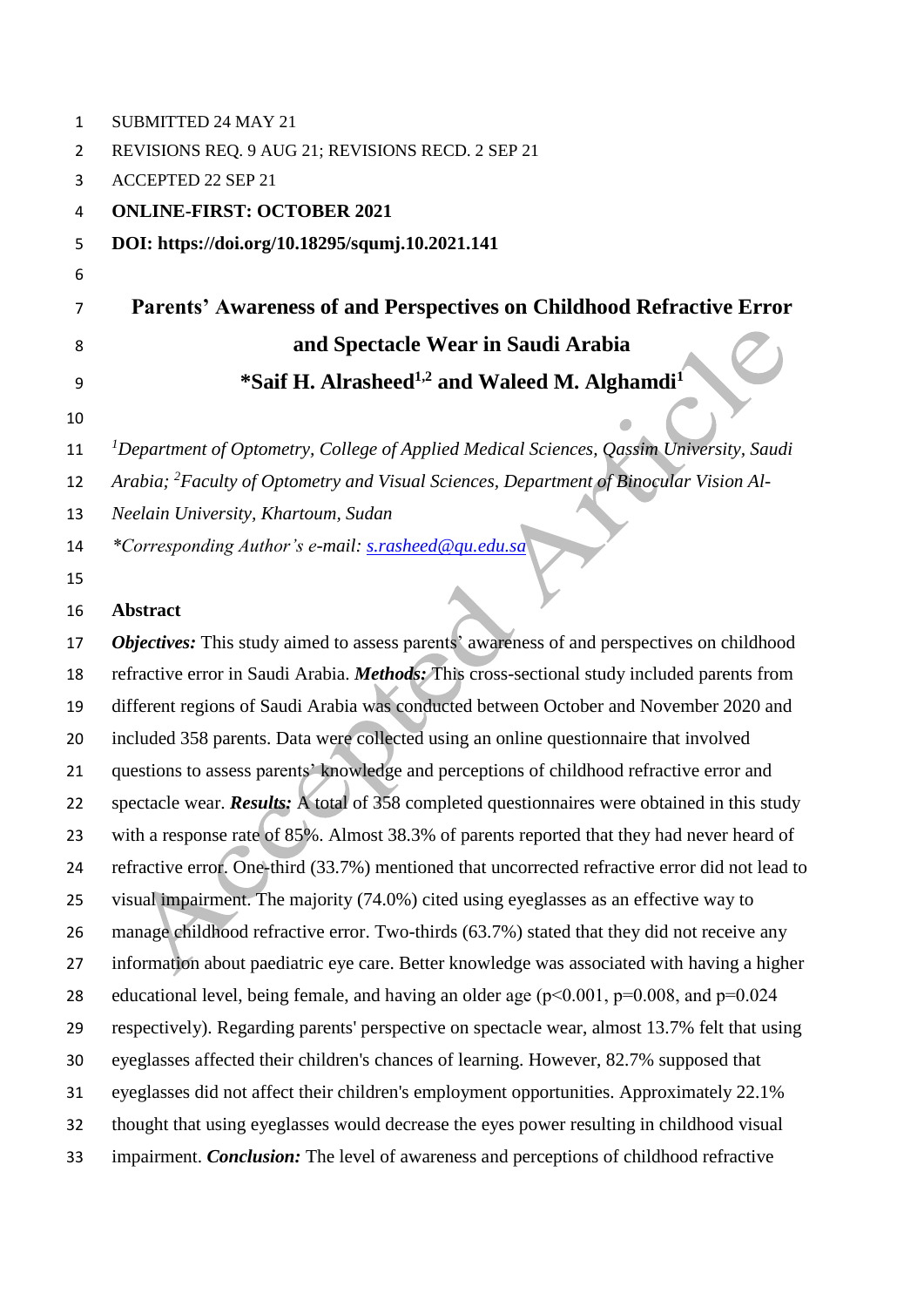SUBMITTED 24 MAY 21

REVISIONS REQ. 9 AUG 21; REVISIONS RECD. 2 SEP 21

ACCEPTED 22 SEP 21

**ONLINE-FIRST: OCTOBER 2021**

**DOI: https://doi.org/10.18295/squmj.10.2021.141**

# Parents' Awareness of and Perspectives on Childhood Refractive Error and Spectacle Wear in Saudi Arabia

**\*Saif H. Alrasheed[1,2] and Waleed M. Alghamdi[1]**

*[1]Department of Optometry, College of Applied Medical Sciences, Qassim University, Saudi Arabia; [2]Faculty of Optometry and Visual Sciences, Department of Binocular Vision Al-Neelain University, Khartoum, Sudan*

*\*Corresponding Author's e-mail: s.rasheed@qu.edu.sa*

## Abstract

***Objectives:*** This study aimed to assess parents' awareness of and perspectives on childhood refractive error in Saudi Arabia. ***Methods:*** This cross-sectional study included parents from different regions of Saudi Arabia was conducted between October and November 2020 and included 358 parents. Data were collected using an online questionnaire that involved questions to assess parents' knowledge and perceptions of childhood refractive error and spectacle wear. ***Results:*** A total of 358 completed questionnaires were obtained in this study with a response rate of 85%. Almost 38.3% of parents reported that they had never heard of refractive error. One-third (33.7%) mentioned that uncorrected refractive error did not lead to visual impairment. The majority (74.0%) cited using eyeglasses as an effective way to manage childhood refractive error. Two-thirds (63.7%) stated that they did not receive any information about paediatric eye care. Better knowledge was associated with having a higher educational level, being female, and having an older age ($p<0.001$, $p=0.008$, and $p=0.024$ respectively). Regarding parents' perspective on spectacle wear, almost 13.7% felt that using eyeglasses affected their children's chances of learning. However, 82.7% supposed that eyeglasses did not affect their children's employment opportunities. Approximately 22.1% thought that using eyeglasses would decrease the eyes power resulting in childhood visual impairment. ***Conclusion:*** The level of awareness and perceptions of childhood refractive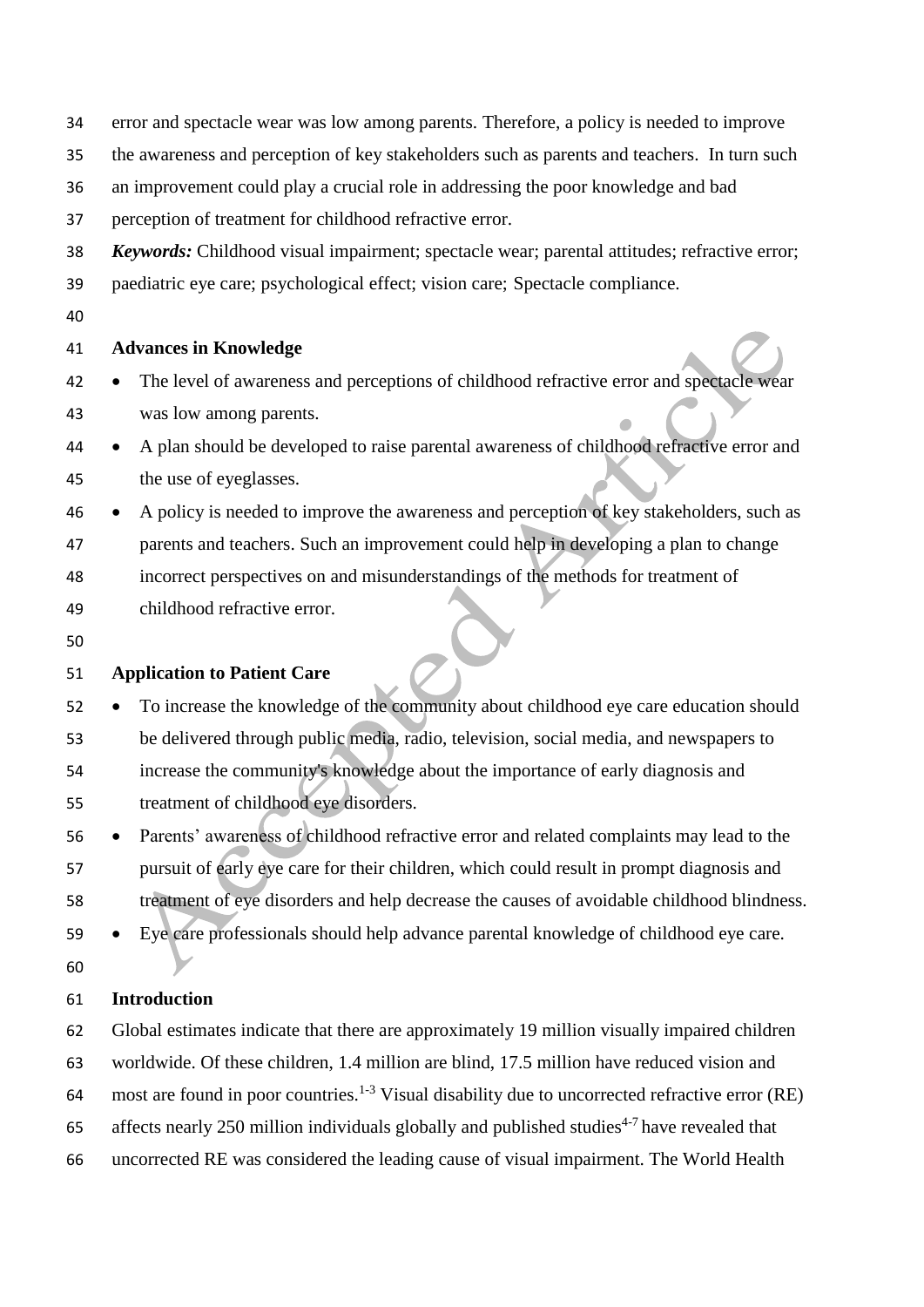error and spectacle wear was low among parents. Therefore, a policy is needed to improve the awareness and perception of key stakeholders such as parents and teachers. In turn such an improvement could play a crucial role in addressing the poor knowledge and bad perception of treatment for childhood refractive error.

***Keywords:*** Childhood visual impairment; spectacle wear; parental attitudes; refractive error; paediatric eye care; psychological effect; vision care; Spectacle compliance.

## Advances in Knowledge

- The level of awareness and perceptions of childhood refractive error and spectacle wear was low among parents.
- A plan should be developed to raise parental awareness of childhood refractive error and the use of eyeglasses.
- A policy is needed to improve the awareness and perception of key stakeholders, such as parents and teachers. Such an improvement could help in developing a plan to change incorrect perspectives on and misunderstandings of the methods for treatment of childhood refractive error.

## Application to Patient Care

- To increase the knowledge of the community about childhood eye care education should be delivered through public media, radio, television, social media, and newspapers to increase the community's knowledge about the importance of early diagnosis and treatment of childhood eye disorders.
- Parents' awareness of childhood refractive error and related complaints may lead to the pursuit of early eye care for their children, which could result in prompt diagnosis and treatment of eye disorders and help decrease the causes of avoidable childhood blindness.
- Eye care professionals should help advance parental knowledge of childhood eye care.

## Introduction

Global estimates indicate that there are approximately 19 million visually impaired children worldwide. Of these children, 1.4 million are blind, 17.5 million have reduced vision and most are found in poor countries.[1-3] Visual disability due to uncorrected refractive error (RE) affects nearly 250 million individuals globally and published studies[4-7] have revealed that uncorrected RE was considered the leading cause of visual impairment. The World Health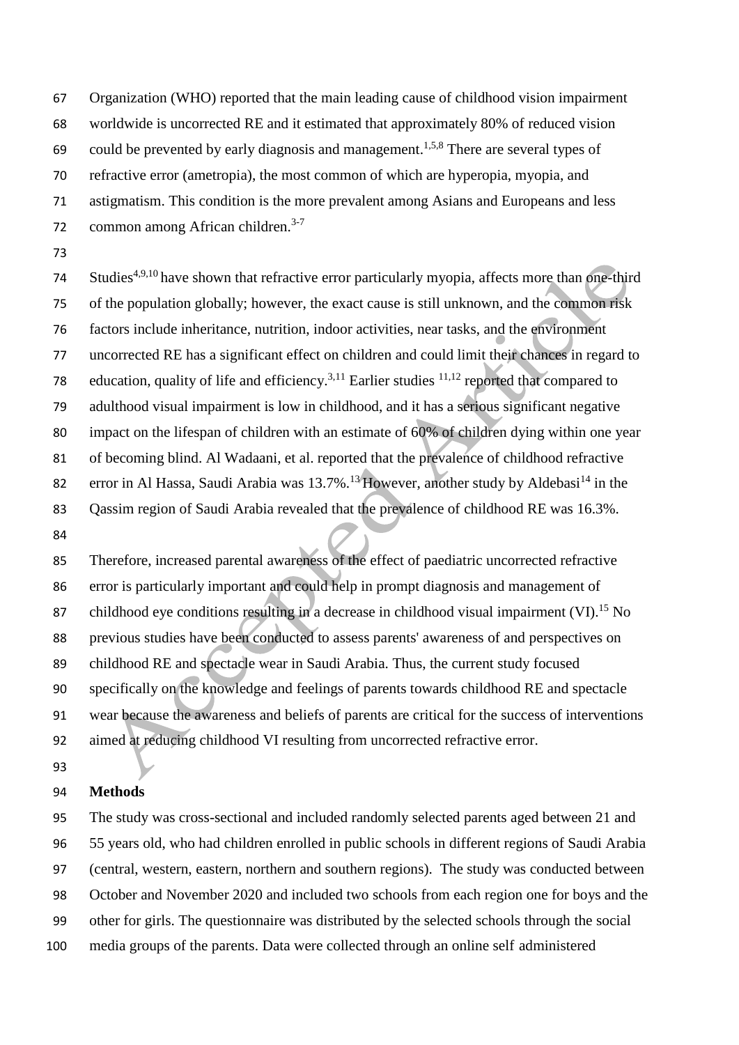Organization (WHO) reported that the main leading cause of childhood vision impairment worldwide is uncorrected RE and it estimated that approximately 80% of reduced vision could be prevented by early diagnosis and management.[1,5,8] There are several types of refractive error (ametropia), the most common of which are hyperopia, myopia, and astigmatism. This condition is the more prevalent among Asians and Europeans and less common among African children.[3-7]

Studies[4,9,10] have shown that refractive error particularly myopia, affects more than one-third of the population globally; however, the exact cause is still unknown, and the common risk factors include inheritance, nutrition, indoor activities, near tasks, and the environment uncorrected RE has a significant effect on children and could limit their chances in regard to education, quality of life and efficiency.[3,11] Earlier studies [11,12] reported that compared to adulthood visual impairment is low in childhood, and it has a serious significant negative impact on the lifespan of children with an estimate of 60% of children dying within one year of becoming blind. Al Wadaani, et al. reported that the prevalence of childhood refractive error in Al Hassa, Saudi Arabia was 13.7%.[13] However, another study by Aldebasi[14] in the Qassim region of Saudi Arabia revealed that the prevalence of childhood RE was 16.3%.

Therefore, increased parental awareness of the effect of paediatric uncorrected refractive error is particularly important and could help in prompt diagnosis and management of childhood eye conditions resulting in a decrease in childhood visual impairment (VI).[15] No previous studies have been conducted to assess parents' awareness of and perspectives on childhood RE and spectacle wear in Saudi Arabia. Thus, the current study focused specifically on the knowledge and feelings of parents towards childhood RE and spectacle wear because the awareness and beliefs of parents are critical for the success of interventions aimed at reducing childhood VI resulting from uncorrected refractive error.

## Methods

The study was cross-sectional and included randomly selected parents aged between 21 and 55 years old, who had children enrolled in public schools in different regions of Saudi Arabia (central, western, eastern, northern and southern regions). The study was conducted between October and November 2020 and included two schools from each region one for boys and the other for girls. The questionnaire was distributed by the selected schools through the social media groups of the parents. Data were collected through an online self administered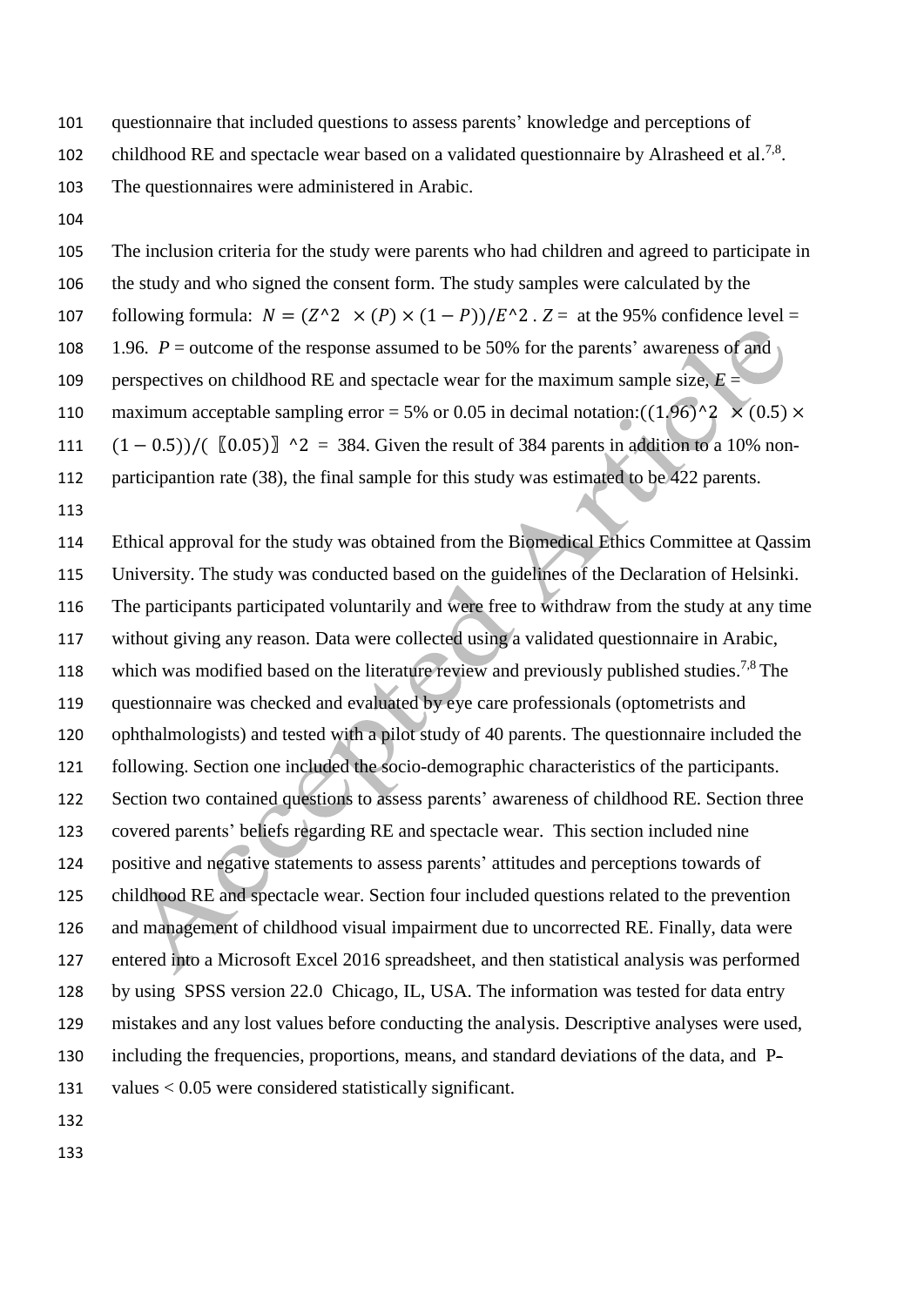questionnaire that included questions to assess parents' knowledge and perceptions of childhood RE and spectacle wear based on a validated questionnaire by Alrasheed et al.[7,8]. The questionnaires were administered in Arabic.

The inclusion criteria for the study were parents who had children and agreed to participate in the study and who signed the consent form. The study samples were calculated by the following formula: $N = (Z^2 \times (P) \times (1-P))/E^2$ . $Z$ = at the 95% confidence level = 1.96. $P$ = outcome of the response assumed to be 50% for the parents' awareness of and perspectives on childhood RE and spectacle wear for the maximum sample size, $E$ = maximum acceptable sampling error = 5% or 0.05 in decimal notation: $((1.96)^2 \times (0.5) \times (1-0.5))/((0.05))^2 = 384$. Given the result of 384 parents in addition to a 10% non-participantion rate (38), the final sample for this study was estimated to be 422 parents.

Ethical approval for the study was obtained from the Biomedical Ethics Committee at Qassim University. The study was conducted based on the guidelines of the Declaration of Helsinki. The participants participated voluntarily and were free to withdraw from the study at any time without giving any reason. Data were collected using a validated questionnaire in Arabic, which was modified based on the literature review and previously published studies.[7,8] The questionnaire was checked and evaluated by eye care professionals (optometrists and ophthalmologists) and tested with a pilot study of 40 parents. The questionnaire included the following. Section one included the socio-demographic characteristics of the participants. Section two contained questions to assess parents' awareness of childhood RE. Section three covered parents' beliefs regarding RE and spectacle wear. This section included nine positive and negative statements to assess parents' attitudes and perceptions towards of childhood RE and spectacle wear. Section four included questions related to the prevention and management of childhood visual impairment due to uncorrected RE. Finally, data were entered into a Microsoft Excel 2016 spreadsheet, and then statistical analysis was performed by using SPSS version 22.0 Chicago, IL, USA. The information was tested for data entry mistakes and any lost values before conducting the analysis. Descriptive analyses were used, including the frequencies, proportions, means, and standard deviations of the data, and P-values $< 0.05$ were considered statistically significant.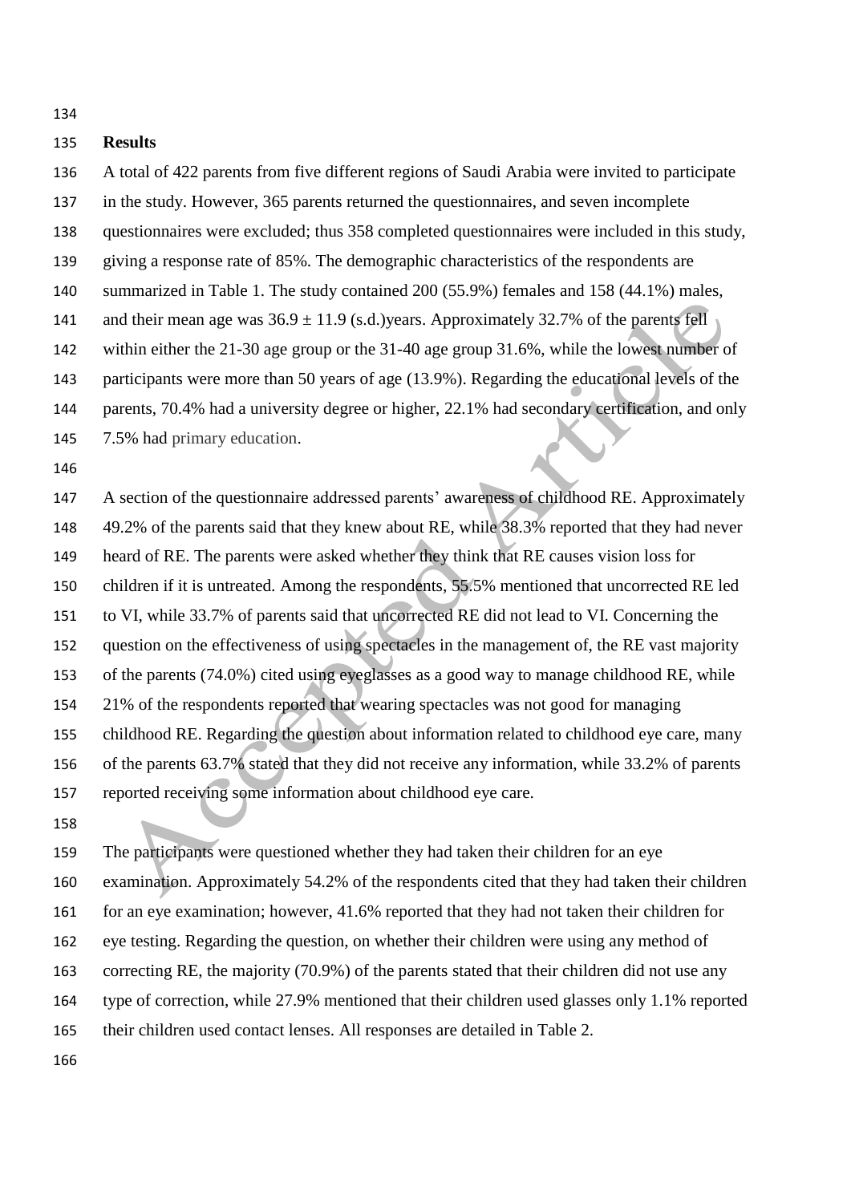## Results

A total of 422 parents from five different regions of Saudi Arabia were invited to participate in the study. However, 365 parents returned the questionnaires, and seven incomplete questionnaires were excluded; thus 358 completed questionnaires were included in this study, giving a response rate of 85%. The demographic characteristics of the respondents are summarized in Table 1. The study contained 200 (55.9%) females and 158 (44.1%) males, and their mean age was 36.9 ± 11.9 (s.d.)years. Approximately 32.7% of the parents fell within either the 21-30 age group or the 31-40 age group 31.6%, while the lowest number of participants were more than 50 years of age (13.9%). Regarding the educational levels of the parents, 70.4% had a university degree or higher, 22.1% had secondary certification, and only 7.5% had primary education.

A section of the questionnaire addressed parents' awareness of childhood RE. Approximately 49.2% of the parents said that they knew about RE, while 38.3% reported that they had never heard of RE. The parents were asked whether they think that RE causes vision loss for children if it is untreated. Among the respondents, 55.5% mentioned that uncorrected RE led to VI, while 33.7% of parents said that uncorrected RE did not lead to VI. Concerning the question on the effectiveness of using spectacles in the management of, the RE vast majority of the parents (74.0%) cited using eyeglasses as a good way to manage childhood RE, while 21% of the respondents reported that wearing spectacles was not good for managing childhood RE. Regarding the question about information related to childhood eye care, many of the parents 63.7% stated that they did not receive any information, while 33.2% of parents reported receiving some information about childhood eye care.

The participants were questioned whether they had taken their children for an eye examination. Approximately 54.2% of the respondents cited that they had taken their children for an eye examination; however, 41.6% reported that they had not taken their children for eye testing. Regarding the question, on whether their children were using any method of correcting RE, the majority (70.9%) of the parents stated that their children did not use any type of correction, while 27.9% mentioned that their children used glasses only 1.1% reported their children used contact lenses. All responses are detailed in Table 2.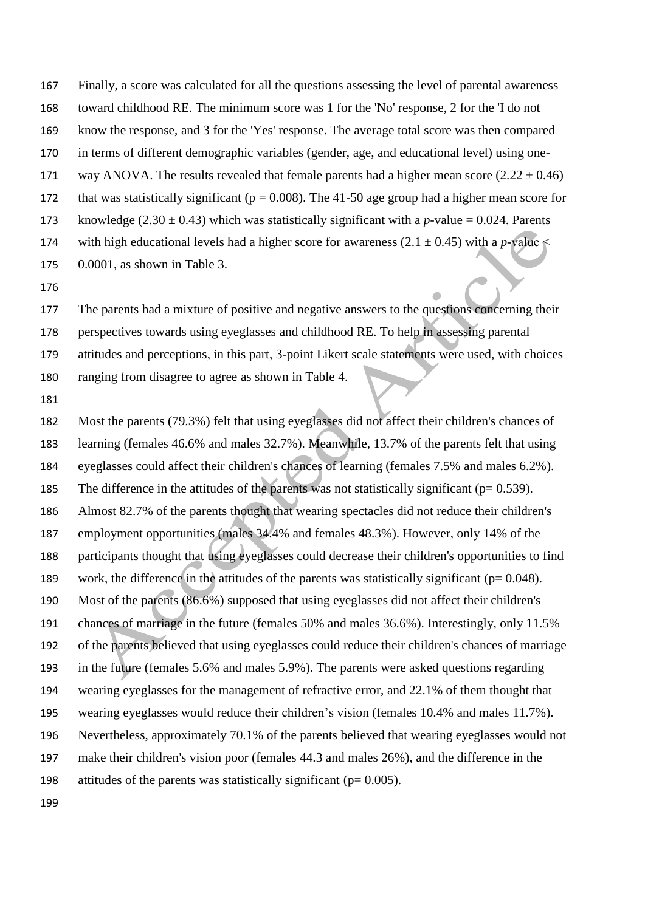Finally, a score was calculated for all the questions assessing the level of parental awareness toward childhood RE. The minimum score was 1 for the 'No' response, 2 for the 'I do not know the response, and 3 for the 'Yes' response. The average total score was then compared in terms of different demographic variables (gender, age, and educational level) using one-way ANOVA. The results revealed that female parents had a higher mean score ($2.22 \pm 0.46$) that was statistically significant ($p = 0.008$). The 41-50 age group had a higher mean score for knowledge ($2.30 \pm 0.43$) which was statistically significant with a $p$-value = 0.024. Parents with high educational levels had a higher score for awareness ($2.1 \pm 0.45$) with a $p$-value < 0.0001, as shown in Table 3.

The parents had a mixture of positive and negative answers to the questions concerning their perspectives towards using eyeglasses and childhood RE. To help in assessing parental attitudes and perceptions, in this part, 3-point Likert scale statements were used, with choices ranging from disagree to agree as shown in Table 4.

Most the parents (79.3%) felt that using eyeglasses did not affect their children's chances of learning (females 46.6% and males 32.7%). Meanwhile, 13.7% of the parents felt that using eyeglasses could affect their children's chances of learning (females 7.5% and males 6.2%). The difference in the attitudes of the parents was not statistically significant ($p = 0.539$). Almost 82.7% of the parents thought that wearing spectacles did not reduce their children's employment opportunities (males 34.4% and females 48.3%). However, only 14% of the participants thought that using eyeglasses could decrease their children's opportunities to find work, the difference in the attitudes of the parents was statistically significant ($p = 0.048$). Most of the parents (86.6%) supposed that using eyeglasses did not affect their children's chances of marriage in the future (females 50% and males 36.6%). Interestingly, only 11.5% of the parents believed that using eyeglasses could reduce their children's chances of marriage in the future (females 5.6% and males 5.9%). The parents were asked questions regarding wearing eyeglasses for the management of refractive error, and 22.1% of them thought that wearing eyeglasses would reduce their children's vision (females 10.4% and males 11.7%). Nevertheless, approximately 70.1% of the parents believed that wearing eyeglasses would not make their children's vision poor (females 44.3 and males 26%), and the difference in the attitudes of the parents was statistically significant ($p = 0.005$).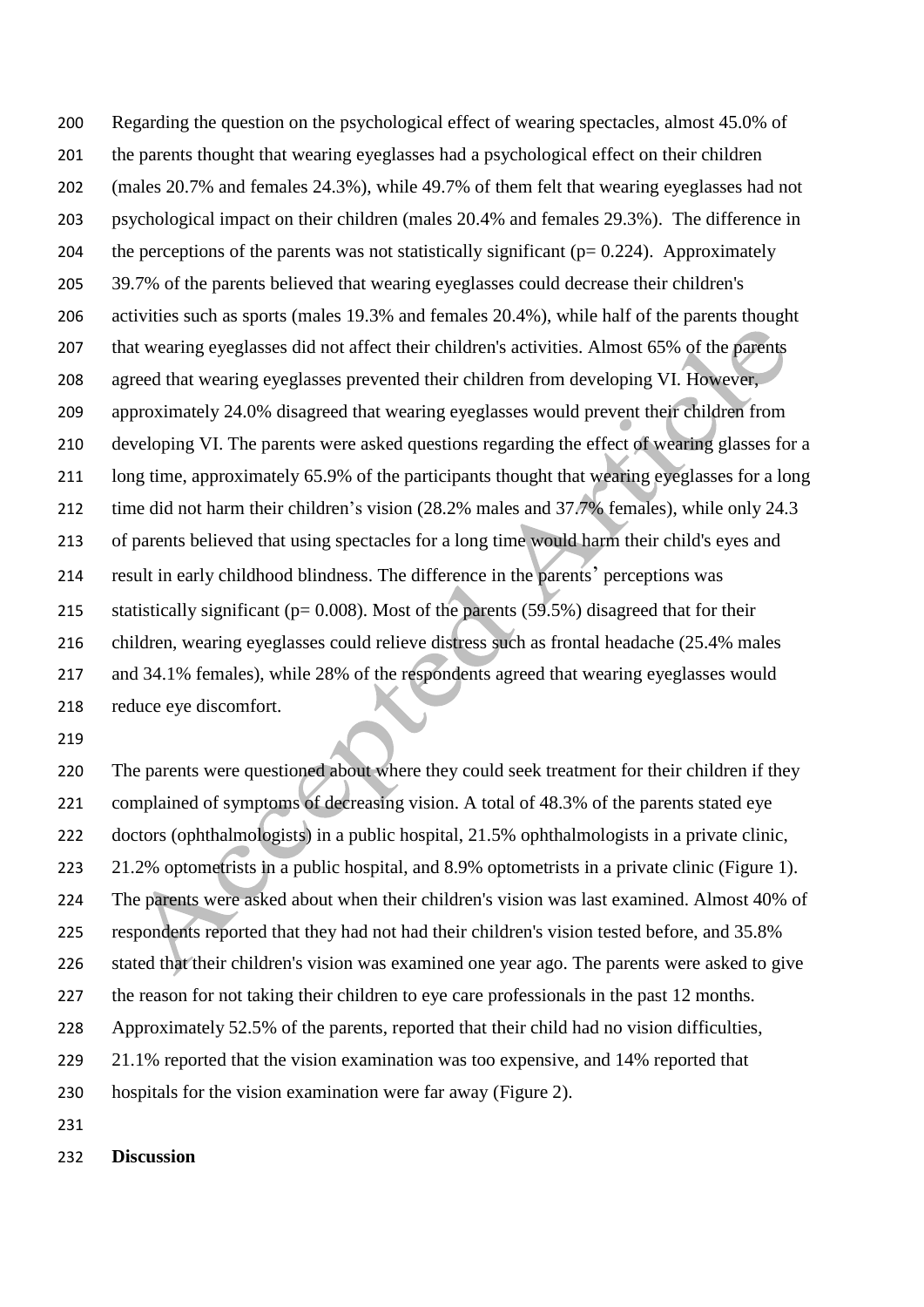Regarding the question on the psychological effect of wearing spectacles, almost 45.0% of the parents thought that wearing eyeglasses had a psychological effect on their children (males 20.7% and females 24.3%), while 49.7% of them felt that wearing eyeglasses had not psychological impact on their children (males 20.4% and females 29.3%). The difference in the perceptions of the parents was not statistically significant (p= 0.224). Approximately 39.7% of the parents believed that wearing eyeglasses could decrease their children's activities such as sports (males 19.3% and females 20.4%), while half of the parents thought that wearing eyeglasses did not affect their children's activities. Almost 65% of the parents agreed that wearing eyeglasses prevented their children from developing VI. However, approximately 24.0% disagreed that wearing eyeglasses would prevent their children from developing VI. The parents were asked questions regarding the effect of wearing glasses for a long time, approximately 65.9% of the participants thought that wearing eyeglasses for a long time did not harm their children's vision (28.2% males and 37.7% females), while only 24.3 of parents believed that using spectacles for a long time would harm their child's eyes and result in early childhood blindness. The difference in the parents' perceptions was statistically significant (p= 0.008). Most of the parents (59.5%) disagreed that for their children, wearing eyeglasses could relieve distress such as frontal headache (25.4% males and 34.1% females), while 28% of the respondents agreed that wearing eyeglasses would reduce eye discomfort.

The parents were questioned about where they could seek treatment for their children if they complained of symptoms of decreasing vision. A total of 48.3% of the parents stated eye doctors (ophthalmologists) in a public hospital, 21.5% ophthalmologists in a private clinic, 21.2% optometrists in a public hospital, and 8.9% optometrists in a private clinic (Figure 1). The parents were asked about when their children's vision was last examined. Almost 40% of respondents reported that they had not had their children's vision tested before, and 35.8% stated that their children's vision was examined one year ago. The parents were asked to give the reason for not taking their children to eye care professionals in the past 12 months. Approximately 52.5% of the parents, reported that their child had no vision difficulties, 21.1% reported that the vision examination was too expensive, and 14% reported that hospitals for the vision examination were far away (Figure 2).

**Discussion**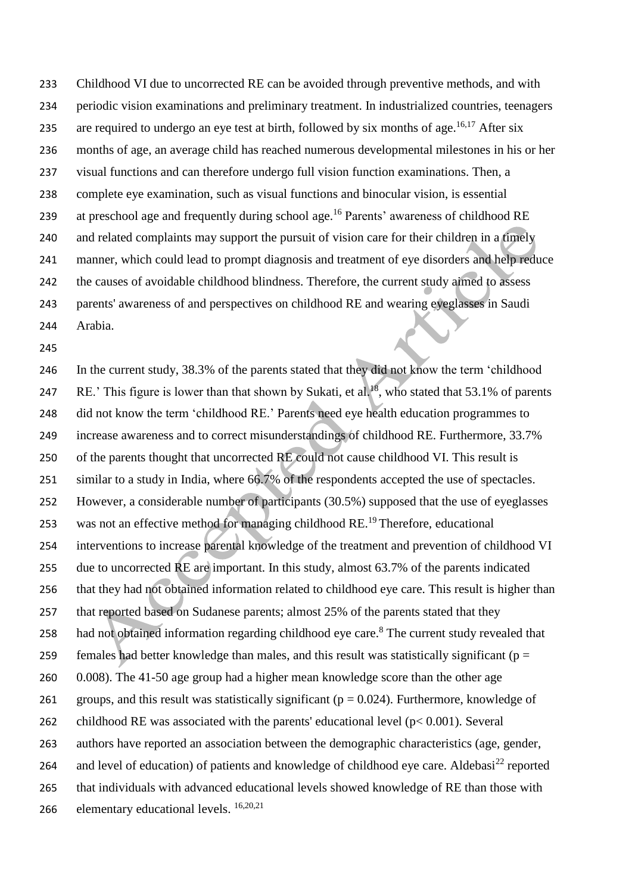Childhood VI due to uncorrected RE can be avoided through preventive methods, and with periodic vision examinations and preliminary treatment. In industrialized countries, teenagers are required to undergo an eye test at birth, followed by six months of age.[16,17] After six months of age, an average child has reached numerous developmental milestones in his or her visual functions and can therefore undergo full vision function examinations. Then, a complete eye examination, such as visual functions and binocular vision, is essential at preschool age and frequently during school age.[16] Parents' awareness of childhood RE and related complaints may support the pursuit of vision care for their children in a timely manner, which could lead to prompt diagnosis and treatment of eye disorders and help reduce the causes of avoidable childhood blindness. Therefore, the current study aimed to assess parents' awareness of and perspectives on childhood RE and wearing eyeglasses in Saudi Arabia.

In the current study, 38.3% of the parents stated that they did not know the term 'childhood RE.' This figure is lower than that shown by Sukati, et al.[18], who stated that 53.1% of parents did not know the term 'childhood RE.' Parents need eye health education programmes to increase awareness and to correct misunderstandings of childhood RE. Furthermore, 33.7% of the parents thought that uncorrected RE could not cause childhood VI. This result is similar to a study in India, where 66.7% of the respondents accepted the use of spectacles. However, a considerable number of participants (30.5%) supposed that the use of eyeglasses was not an effective method for managing childhood RE.[19] Therefore, educational interventions to increase parental knowledge of the treatment and prevention of childhood VI due to uncorrected RE are important. In this study, almost 63.7% of the parents indicated that they had not obtained information related to childhood eye care. This result is higher than that reported based on Sudanese parents; almost 25% of the parents stated that they had not obtained information regarding childhood eye care.[8] The current study revealed that females had better knowledge than males, and this result was statistically significant ($p = 0.008$). The 41-50 age group had a higher mean knowledge score than the other age groups, and this result was statistically significant ($p = 0.024$). Furthermore, knowledge of childhood RE was associated with the parents' educational level ($p < 0.001$). Several authors have reported an association between the demographic characteristics (age, gender, and level of education) of patients and knowledge of childhood eye care. Aldebasi[22] reported that individuals with advanced educational levels showed knowledge of RE than those with elementary educational levels. [16,20,21]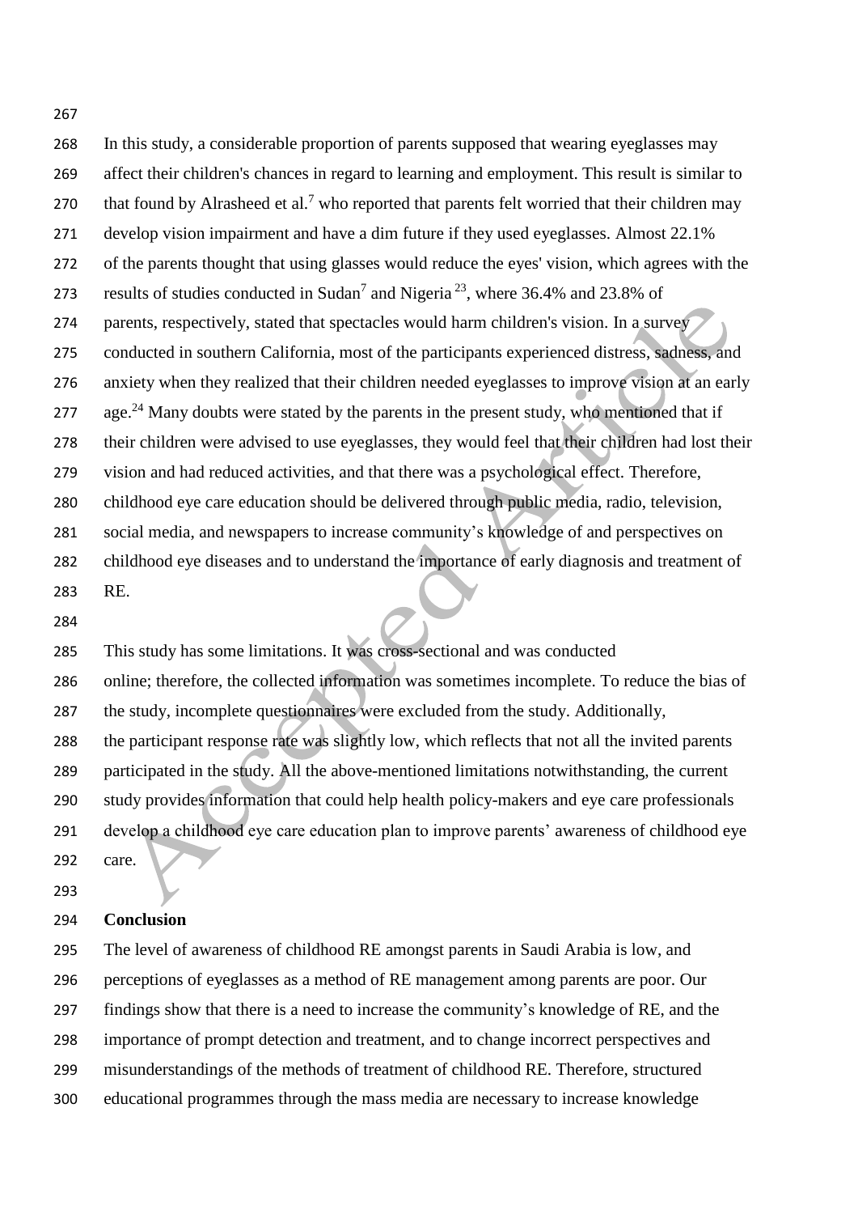In this study, a considerable proportion of parents supposed that wearing eyeglasses may affect their children's chances in regard to learning and employment. This result is similar to that found by Alrasheed et al.[7] who reported that parents felt worried that their children may develop vision impairment and have a dim future if they used eyeglasses. Almost 22.1% of the parents thought that using glasses would reduce the eyes' vision, which agrees with the results of studies conducted in Sudan[7] and Nigeria[23], where 36.4% and 23.8% of parents, respectively, stated that spectacles would harm children's vision. In a survey conducted in southern California, most of the participants experienced distress, sadness, and anxiety when they realized that their children needed eyeglasses to improve vision at an early age.[24] Many doubts were stated by the parents in the present study, who mentioned that if their children were advised to use eyeglasses, they would feel that their children had lost their vision and had reduced activities, and that there was a psychological effect. Therefore, childhood eye care education should be delivered through public media, radio, television, social media, and newspapers to increase community's knowledge of and perspectives on childhood eye diseases and to understand the importance of early diagnosis and treatment of RE.

This study has some limitations. It was cross-sectional and was conducted online; therefore, the collected information was sometimes incomplete. To reduce the bias of the study, incomplete questionnaires were excluded from the study. Additionally, the participant response rate was slightly low, which reflects that not all the invited parents participated in the study. All the above-mentioned limitations notwithstanding, the current study provides information that could help health policy-makers and eye care professionals develop a childhood eye care education plan to improve parents' awareness of childhood eye care.

## Conclusion

The level of awareness of childhood RE amongst parents in Saudi Arabia is low, and perceptions of eyeglasses as a method of RE management among parents are poor. Our findings show that there is a need to increase the community's knowledge of RE, and the importance of prompt detection and treatment, and to change incorrect perspectives and misunderstandings of the methods of treatment of childhood RE. Therefore, structured educational programmes through the mass media are necessary to increase knowledge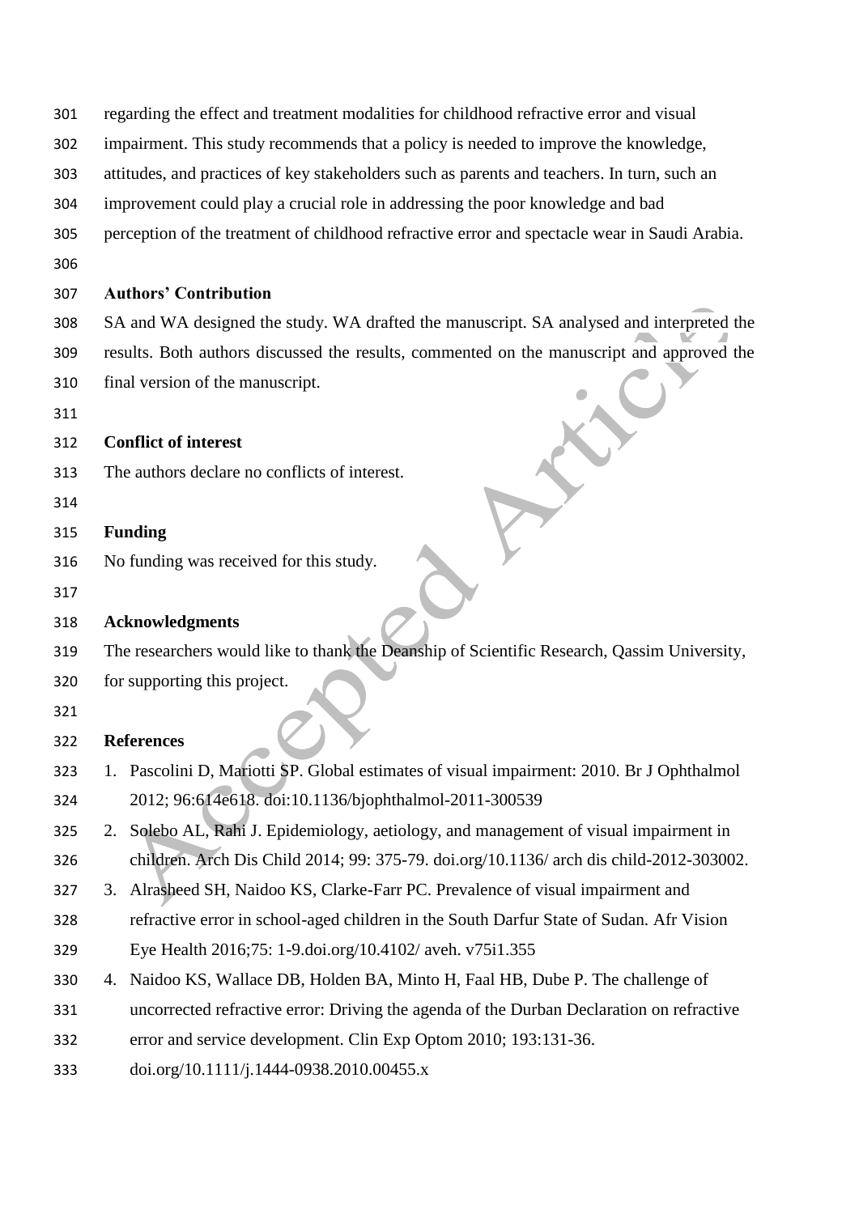regarding the effect and treatment modalities for childhood refractive error and visual impairment. This study recommends that a policy is needed to improve the knowledge, attitudes, and practices of key stakeholders such as parents and teachers. In turn, such an improvement could play a crucial role in addressing the poor knowledge and bad perception of the treatment of childhood refractive error and spectacle wear in Saudi Arabia.

## Authors' Contribution

SA and WA designed the study. WA drafted the manuscript. SA analysed and interpreted the results. Both authors discussed the results, commented on the manuscript and approved the final version of the manuscript.

## Conflict of interest

The authors declare no conflicts of interest.

## Funding

No funding was received for this study.

## Acknowledgments

The researchers would like to thank the Deanship of Scientific Research, Qassim University, for supporting this project.

## References

1. Pascolini D, Mariotti SP. Global estimates of visual impairment: 2010. Br J Ophthalmol 2012; 96:614e618. doi:10.1136/bjophthalmol-2011-300539
2. Solebo AL, Rahi J. Epidemiology, aetiology, and management of visual impairment in children. Arch Dis Child 2014; 99: 375-79. doi.org/10.1136/ arch dis child-2012-303002.
3. Alrasheed SH, Naidoo KS, Clarke-Farr PC. Prevalence of visual impairment and refractive error in school-aged children in the South Darfur State of Sudan. Afr Vision Eye Health 2016;75: 1-9.doi.org/10.4102/ aveh. v75i1.355
4. Naidoo KS, Wallace DB, Holden BA, Minto H, Faal HB, Dube P. The challenge of uncorrected refractive error: Driving the agenda of the Durban Declaration on refractive error and service development. Clin Exp Optom 2010; 193:131-36. doi.org/10.1111/j.1444-0938.2010.00455.x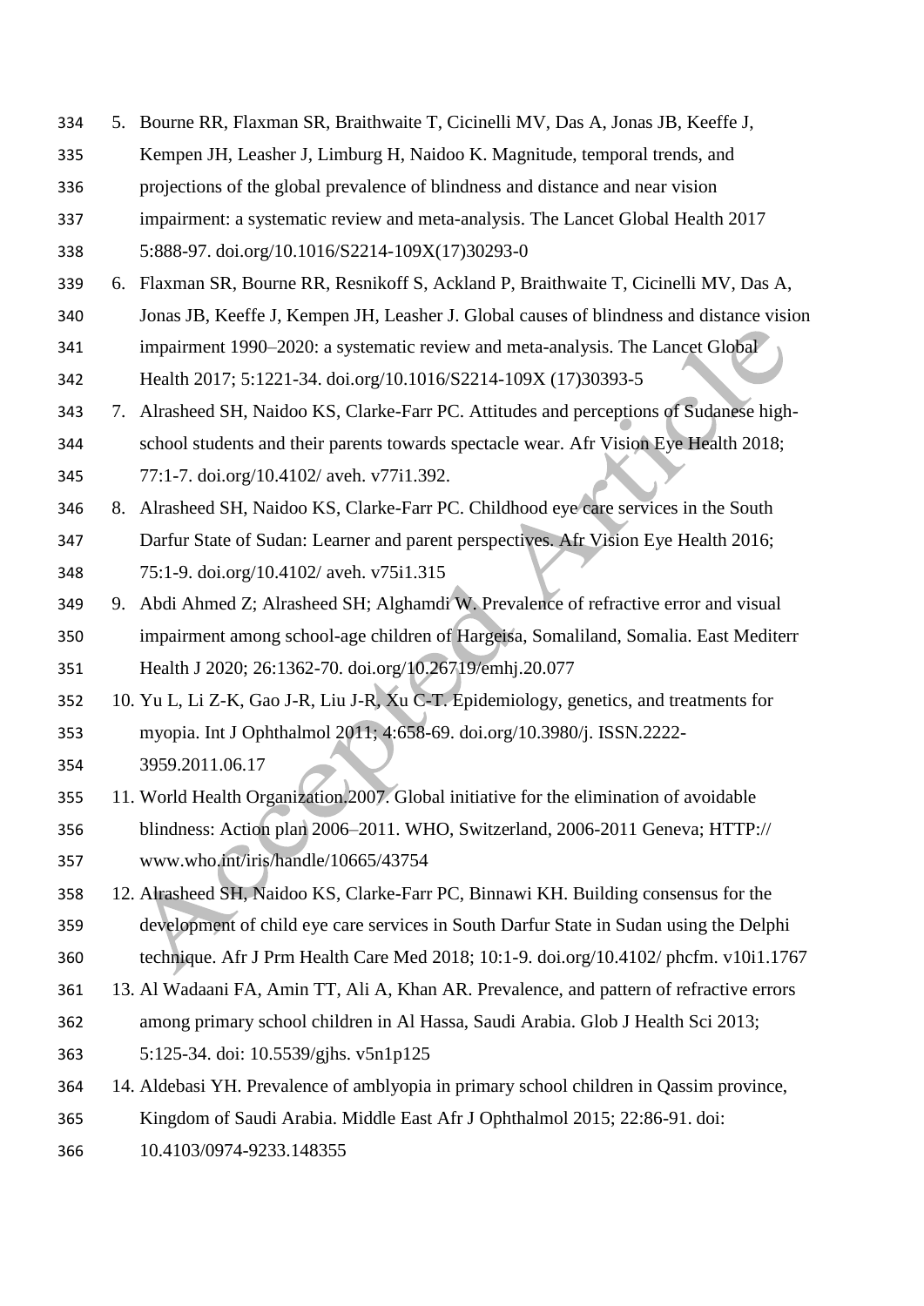5. Bourne RR, Flaxman SR, Braithwaite T, Cicinelli MV, Das A, Jonas JB, Keeffe J, Kempen JH, Leasher J, Limburg H, Naidoo K. Magnitude, temporal trends, and projections of the global prevalence of blindness and distance and near vision impairment: a systematic review and meta-analysis. The Lancet Global Health 2017 5:888-97. doi.org/10.1016/S2214-109X(17)30293-0
6. Flaxman SR, Bourne RR, Resnikoff S, Ackland P, Braithwaite T, Cicinelli MV, Das A, Jonas JB, Keeffe J, Kempen JH, Leasher J. Global causes of blindness and distance vision impairment 1990–2020: a systematic review and meta-analysis. The Lancet Global Health 2017; 5:1221-34. doi.org/10.1016/S2214-109X (17)30393-5
7. Alrasheed SH, Naidoo KS, Clarke-Farr PC. Attitudes and perceptions of Sudanese high-school students and their parents towards spectacle wear. Afr Vision Eye Health 2018; 77:1-7. doi.org/10.4102/ aveh. v77i1.392.
8. Alrasheed SH, Naidoo KS, Clarke-Farr PC. Childhood eye care services in the South Darfur State of Sudan: Learner and parent perspectives. Afr Vision Eye Health 2016; 75:1-9. doi.org/10.4102/ aveh. v75i1.315
9. Abdi Ahmed Z; Alrasheed SH; Alghamdi W. Prevalence of refractive error and visual impairment among school-age children of Hargeisa, Somaliland, Somalia. East Mediterr Health J 2020; 26:1362-70. doi.org/10.26719/emhj.20.077
10. Yu L, Li Z-K, Gao J-R, Liu J-R, Xu C-T. Epidemiology, genetics, and treatments for myopia. Int J Ophthalmol 2011; 4:658-69. doi.org/10.3980/j. ISSN.2222-3959.2011.06.17
11. World Health Organization.2007. Global initiative for the elimination of avoidable blindness: Action plan 2006–2011. WHO, Switzerland, 2006-2011 Geneva; HTTP:// www.who.int/iris/handle/10665/43754
12. Alrasheed SH, Naidoo KS, Clarke-Farr PC, Binnawi KH. Building consensus for the development of child eye care services in South Darfur State in Sudan using the Delphi technique. Afr J Prm Health Care Med 2018; 10:1-9. doi.org/10.4102/ phcfm. v10i1.1767
13. Al Wadaani FA, Amin TT, Ali A, Khan AR. Prevalence, and pattern of refractive errors among primary school children in Al Hassa, Saudi Arabia. Glob J Health Sci 2013; 5:125-34. doi: 10.5539/gjhs. v5n1p125
14. Aldebasi YH. Prevalence of amblyopia in primary school children in Qassim province, Kingdom of Saudi Arabia. Middle East Afr J Ophthalmol 2015; 22:86-91. doi: 10.4103/0974-9233.148355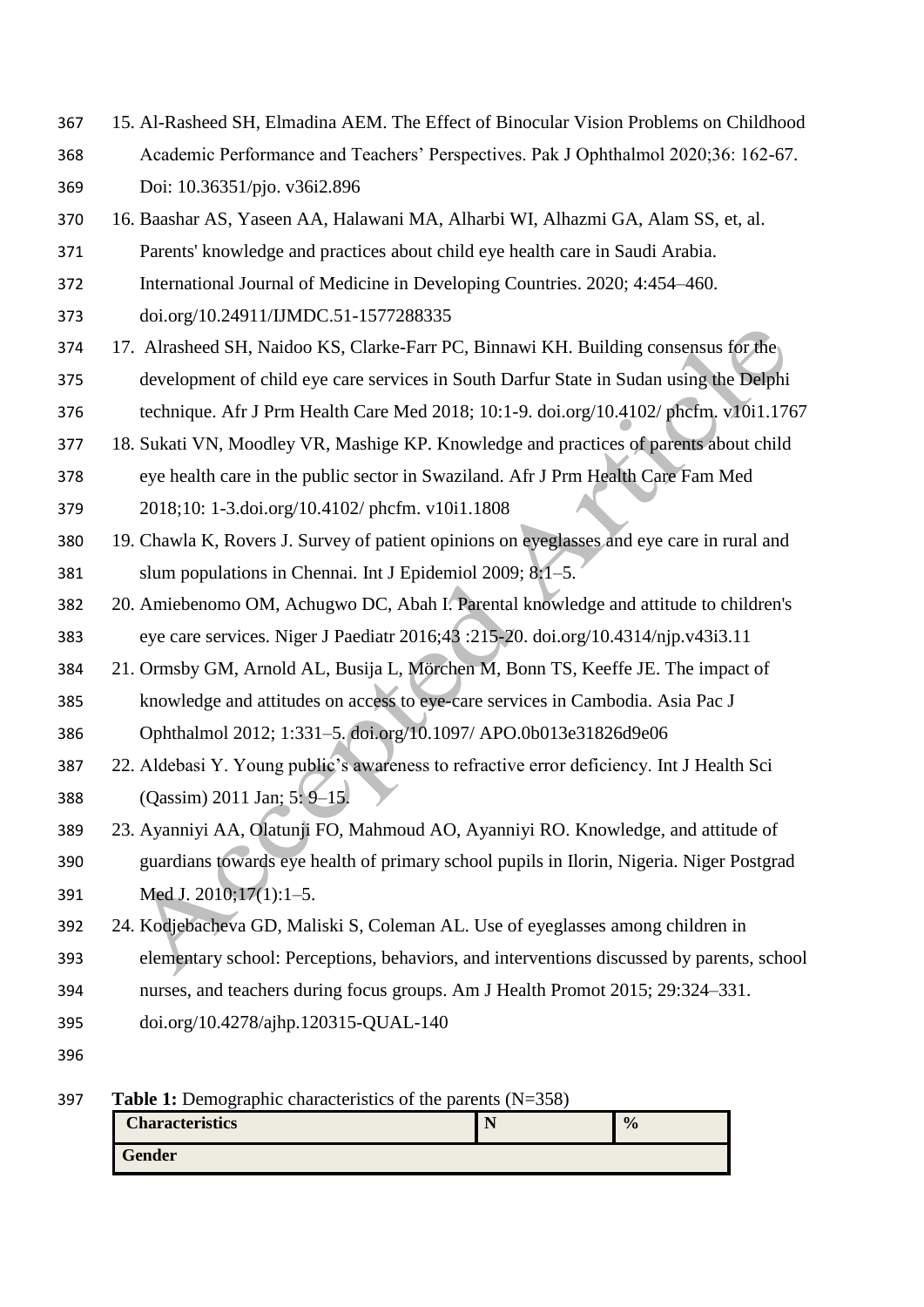15. Al-Rasheed SH, Elmadina AEM. The Effect of Binocular Vision Problems on Childhood Academic Performance and Teachers' Perspectives. Pak J Ophthalmol 2020;36: 162-67. Doi: 10.36351/pjo. v36i2.896
16. Baashar AS, Yaseen AA, Halawani MA, Alharbi WI, Alhazmi GA, Alam SS, et, al. Parents' knowledge and practices about child eye health care in Saudi Arabia. International Journal of Medicine in Developing Countries. 2020; 4:454–460. doi.org/10.24911/IJMDC.51-1577288335
17. Alrasheed SH, Naidoo KS, Clarke-Farr PC, Binnawi KH. Building consensus for the development of child eye care services in South Darfur State in Sudan using the Delphi technique. Afr J Prm Health Care Med 2018; 10:1-9. doi.org/10.4102/ phcfm. v10i1.1767
18. Sukati VN, Moodley VR, Mashige KP. Knowledge and practices of parents about child eye health care in the public sector in Swaziland. Afr J Prm Health Care Fam Med 2018;10: 1-3.doi.org/10.4102/ phcfm. v10i1.1808
19. Chawla K, Rovers J. Survey of patient opinions on eyeglasses and eye care in rural and slum populations in Chennai. Int J Epidemiol 2009; 8:1–5.
20. Amiebenomo OM, Achugwo DC, Abah I. Parental knowledge and attitude to children's eye care services. Niger J Paediatr 2016;43 :215-20. doi.org/10.4314/njp.v43i3.11
21. Ormsby GM, Arnold AL, Busija L, Mörchen M, Bonn TS, Keeffe JE. The impact of knowledge and attitudes on access to eye-care services in Cambodia. Asia Pac J Ophthalmol 2012; 1:331–5. doi.org/10.1097/ APO.0b013e31826d9e06
22. Aldebasi Y. Young public's awareness to refractive error deficiency. Int J Health Sci (Qassim) 2011 Jan; 5: 9–15.
23. Ayanniyi AA, Olatunji FO, Mahmoud AO, Ayanniyi RO. Knowledge, and attitude of guardians towards eye health of primary school pupils in Ilorin, Nigeria. Niger Postgrad Med J. 2010;17(1):1–5.
24. Kodjebacheva GD, Maliski S, Coleman AL. Use of eyeglasses among children in elementary school: Perceptions, behaviors, and interventions discussed by parents, school nurses, and teachers during focus groups. Am J Health Promot 2015; 29:324–331. doi.org/10.4278/ajhp.120315-QUAL-140

**Table 1:** Demographic characteristics of the parents (N=358)

| Characteristics | N | % |
|---|---|---|
| **Gender** | | |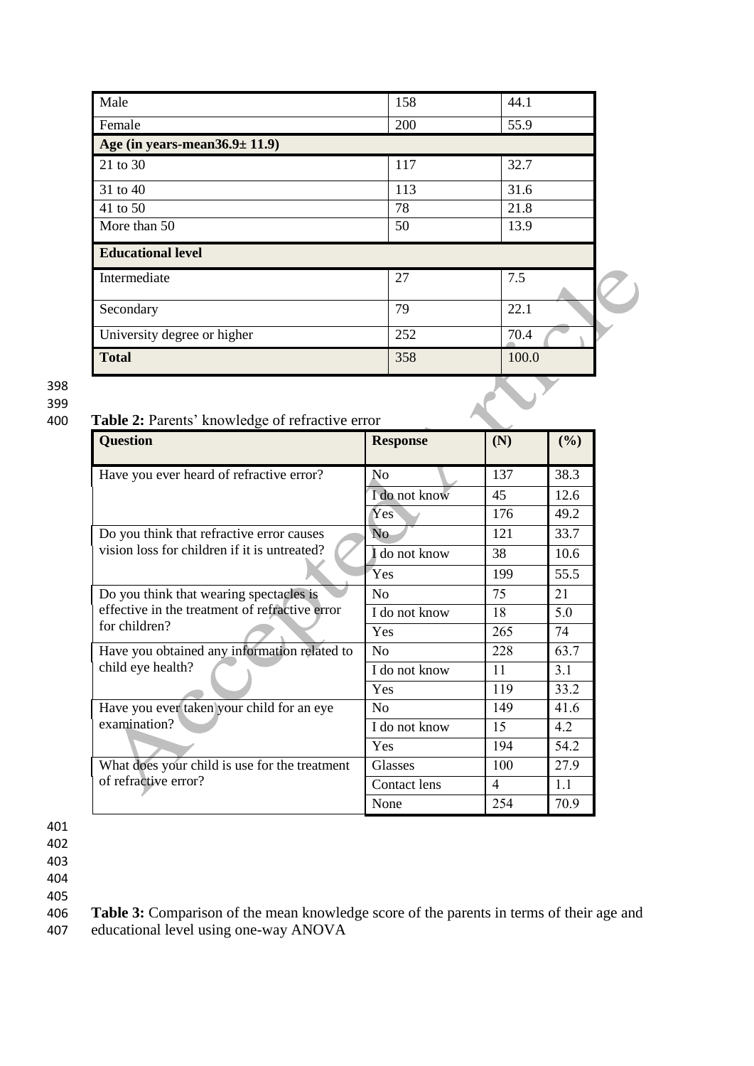| | | |
|---|---|---|
| Male | 158 | 44.1 |
| Female | 200 | 55.9 |
| **Age (in years-mean36.9± 11.9)** | | |
| 21 to 30 | 117 | 32.7 |
| 31 to 40 | 113 | 31.6 |
| 41 to 50 | 78 | 21.8 |
| More than 50 | 50 | 13.9 |
| **Educational level** | | |
| Intermediate | 27 | 7.5 |
| Secondary | 79 | 22.1 |
| University degree or higher | 252 | 70.4 |
| **Total** | 358 | 100.0 |

**Table 2:** Parents' knowledge of refractive error

| Question | Response | (N) | (%) |
|---|---|---|---|
| Have you ever heard of refractive error? | No | 137 | 38.3 |
| | I do not know | 45 | 12.6 |
| | Yes | 176 | 49.2 |
| Do you think that refractive error causes vision loss for children if it is untreated? | No | 121 | 33.7 |
| | I do not know | 38 | 10.6 |
| | Yes | 199 | 55.5 |
| Do you think that wearing spectacles is effective in the treatment of refractive error for children? | No | 75 | 21 |
| | I do not know | 18 | 5.0 |
| | Yes | 265 | 74 |
| Have you obtained any information related to child eye health? | No | 228 | 63.7 |
| | I do not know | 11 | 3.1 |
| | Yes | 119 | 33.2 |
| Have you ever taken your child for an eye examination? | No | 149 | 41.6 |
| | I do not know | 15 | 4.2 |
| | Yes | 194 | 54.2 |
| What does your child is use for the treatment of refractive error? | Glasses | 100 | 27.9 |
| | Contact lens | 4 | 1.1 |
| | None | 254 | 70.9 |

**Table 3:** Comparison of the mean knowledge score of the parents in terms of their age and educational level using one-way ANOVA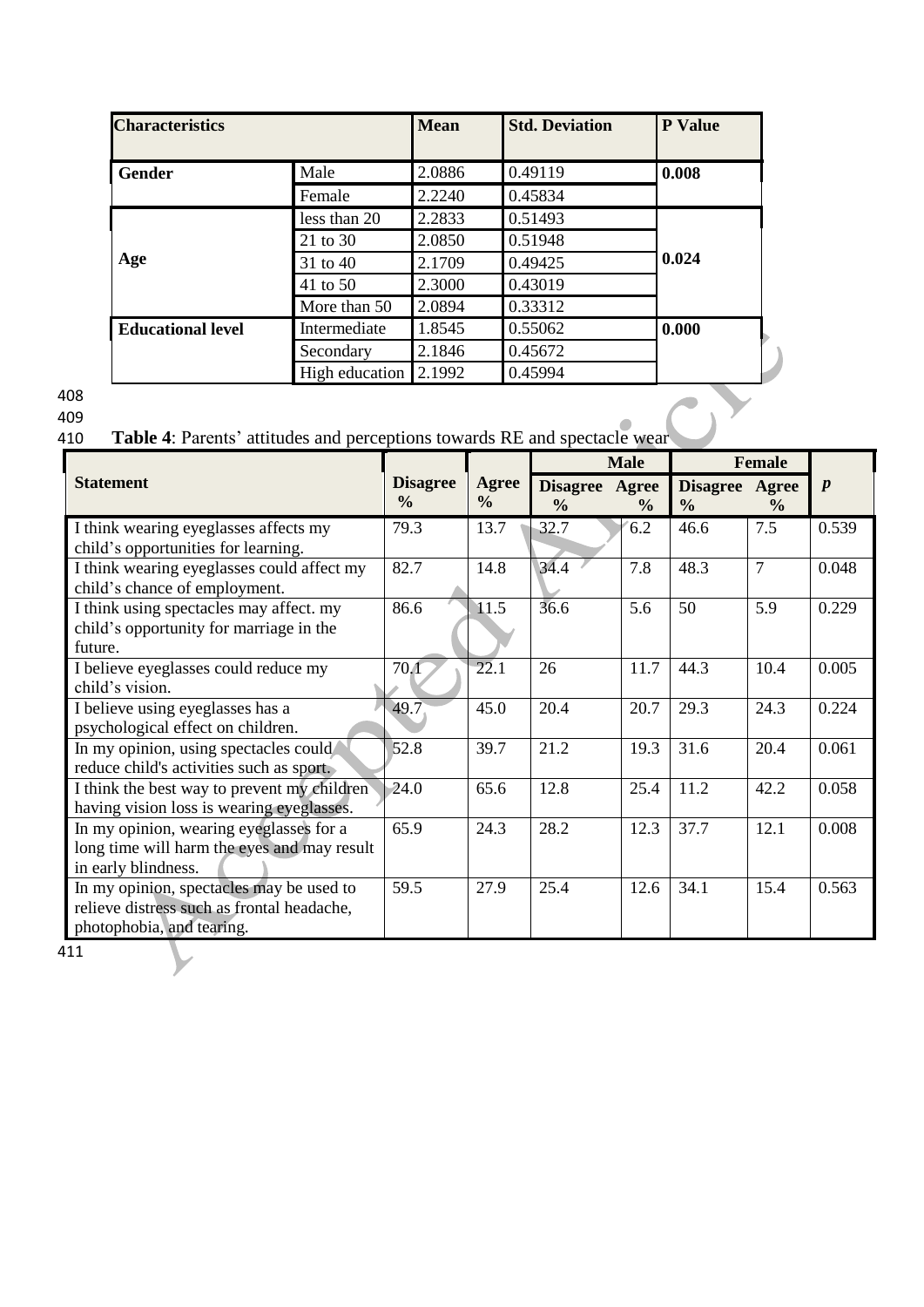| Characteristics | | Mean | Std. Deviation | P Value |
|---|---|---|---|---|
| **Gender** | Male | 2.0886 | 0.49119 | **0.008** |
| | Female | 2.2240 | 0.45834 | |
| **Age** | less than 20 | 2.2833 | 0.51493 | **0.024** |
| | 21 to 30 | 2.0850 | 0.51948 | |
| | 31 to 40 | 2.1709 | 0.49425 | |
| | 41 to 50 | 2.3000 | 0.43019 | |
| | More than 50 | 2.0894 | 0.33312 | |
| **Educational level** | Intermediate | 1.8545 | 0.55062 | **0.000** |
| | Secondary | 2.1846 | 0.45672 | |
| | High education | 2.1992 | 0.45994 | |

**Table 4**: Parents' attitudes and perceptions towards RE and spectacle wear

| Statement | Disagree % | Agree % | Male | | Female | | *p* |
|---|---|---|---|---|---|---|---|
| | | | Disagree % | Agree % | Disagree % | Agree % | |
| I think wearing eyeglasses affects my child's opportunities for learning. | 79.3 | 13.7 | 32.7 | 6.2 | 46.6 | 7.5 | 0.539 |
| I think wearing eyeglasses could affect my child's chance of employment. | 82.7 | 14.8 | 34.4 | 7.8 | 48.3 | 7 | 0.048 |
| I think using spectacles may affect. my child's opportunity for marriage in the future. | 86.6 | 11.5 | 36.6 | 5.6 | 50 | 5.9 | 0.229 |
| I believe eyeglasses could reduce my child's vision. | 70.1 | 22.1 | 26 | 11.7 | 44.3 | 10.4 | 0.005 |
| I believe using eyeglasses has a psychological effect on children. | 49.7 | 45.0 | 20.4 | 20.7 | 29.3 | 24.3 | 0.224 |
| In my opinion, using spectacles could reduce child's activities such as sport. | 52.8 | 39.7 | 21.2 | 19.3 | 31.6 | 20.4 | 0.061 |
| I think the best way to prevent my children having vision loss is wearing eyeglasses. | 24.0 | 65.6 | 12.8 | 25.4 | 11.2 | 42.2 | 0.058 |
| In my opinion, wearing eyeglasses for a long time will harm the eyes and may result in early blindness. | 65.9 | 24.3 | 28.2 | 12.3 | 37.7 | 12.1 | 0.008 |
| In my opinion, spectacles may be used to relieve distress such as frontal headache, photophobia, and tearing. | 59.5 | 27.9 | 25.4 | 12.6 | 34.1 | 15.4 | 0.563 |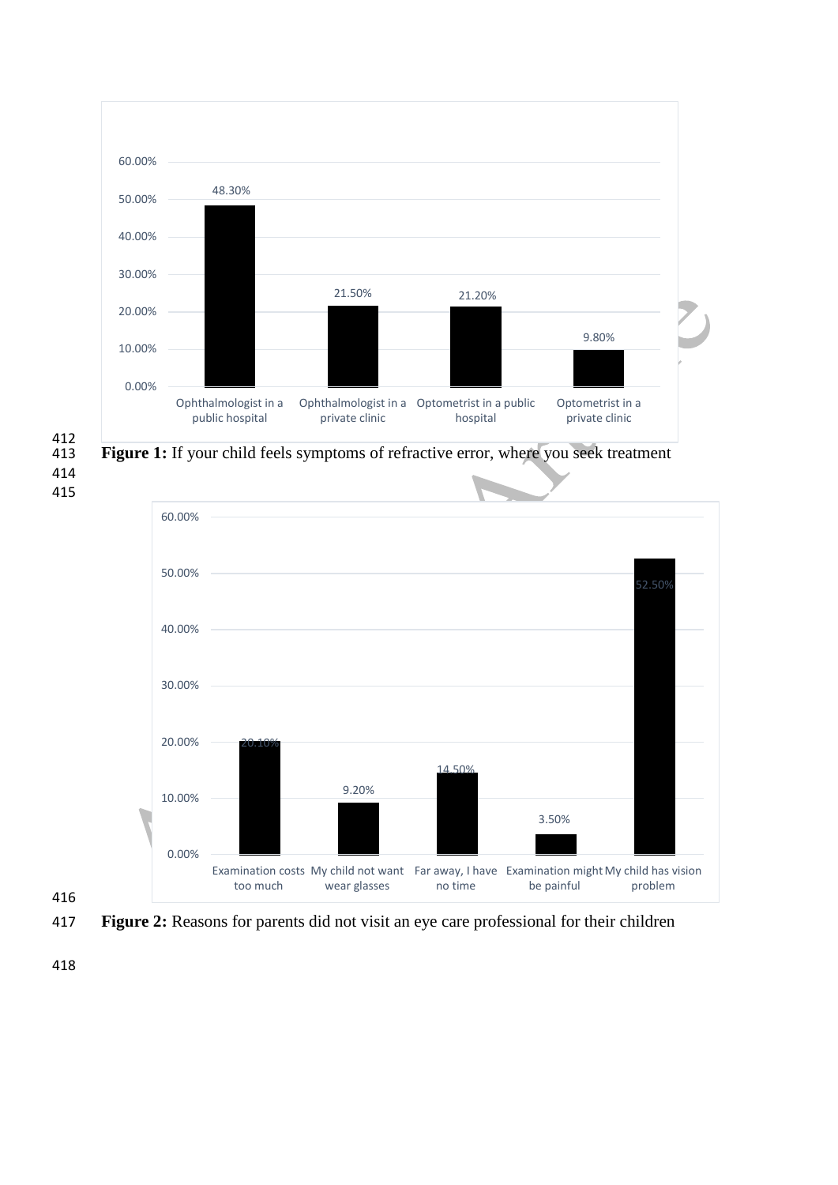60.00%
50.00%
40.00%
30.00%
20.00%
10.00%
0.00%

48.30%
21.50%
21.20%
9.80%

Ophthalmologist in a public hospital
Ophthalmologist in a private clinic
Optometrist in a public hospital
Optometrist in a private clinic

**Figure 1:** If your child feels symptoms of refractive error, where you seek treatment

60.00%
50.00%
40.00%
30.00%
20.00%
10.00%
0.00%

20.10%
9.20%
14.50%
3.50%
52.50%

Examination costs too much
My child not want wear glasses
Far away, I have no time
Examination might be painful
My child has vision problem

**Figure 2:** Reasons for parents did not visit an eye care professional for their children